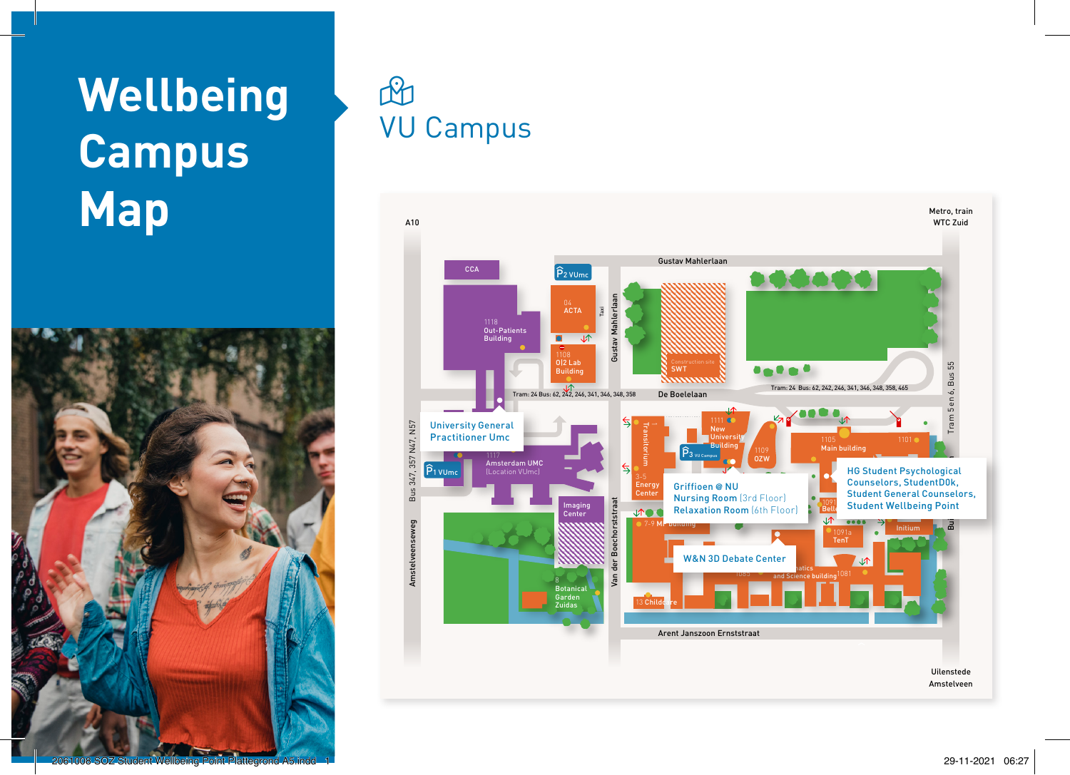# Wellbeing Campus Map

## VU Campus

A10

Metro, train
WTC Zuid

Gustav Mahlerlaan

CCA

P2 VUmc

04
ACTA

1118
Out-Patients
Building

1108
OI2 Lab
Building

Gustav Mahlerlaan

Taxi

Construction site
SWT

Tram: 24 Bus: 62, 242, 246, 341, 346, 348, 358

De Boelelaan

Tram: 24 Bus: 62, 242, 246, 341, 346, 348, 358, 465

Tram 5 en 6, Bus 55

University General
Practitioner Umc

1117
Amsterdam UMC
(Location VUmc)

P1 VUmc

Bus 347, 357 N47, N57

Amstelveenseweg

Imaging
Center

8
Botanical
Garden
Zuidas

Van der Boechorststraat

Transitorium

3-5
Energy
Center

1111
New
University
Building

P3 VU Campus

1109
OZW

1105
Main building

1101

Griffioen @ NU
Nursing Room (3rd Floor)
Relaxation Room (6th Floor)

HG Student Psychological
Counselors, StudentD0k,
Student General Counselors,
Student Wellbeing Point

7-9 MF building

1091
Bell

1091a
TenT

Initium

W&N 3D Debate Center

1083

...atics
and Science building

1081

13 Childcare

Arent Janszoon Ernststraat

Uilenstede
Amstelveen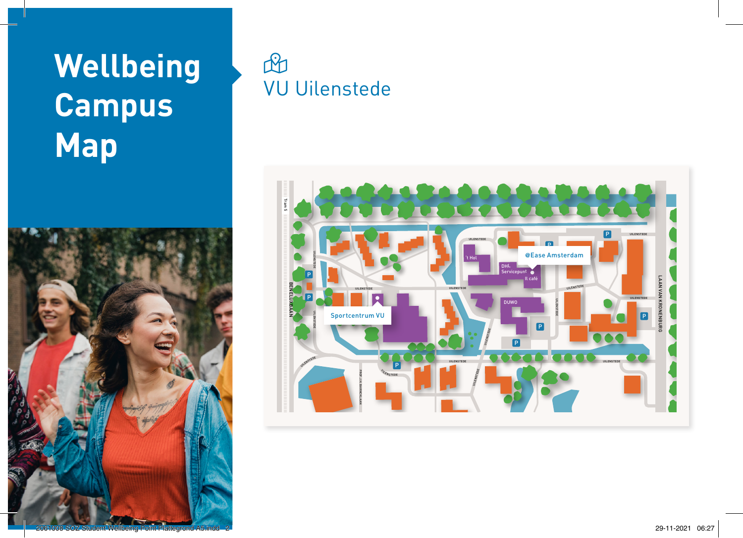# Wellbeing Campus Map

## VU Uilenstede

Tram 5

BENELUXBAAN

LAAN VAN KRONENBURG

UILENSTEDE

PROF. J.H. BAVINCKLAAN

Sportcentrum VU

't Hol

DHL Servicepunt

Il café

@Ease Amsterdam

DUWO

P